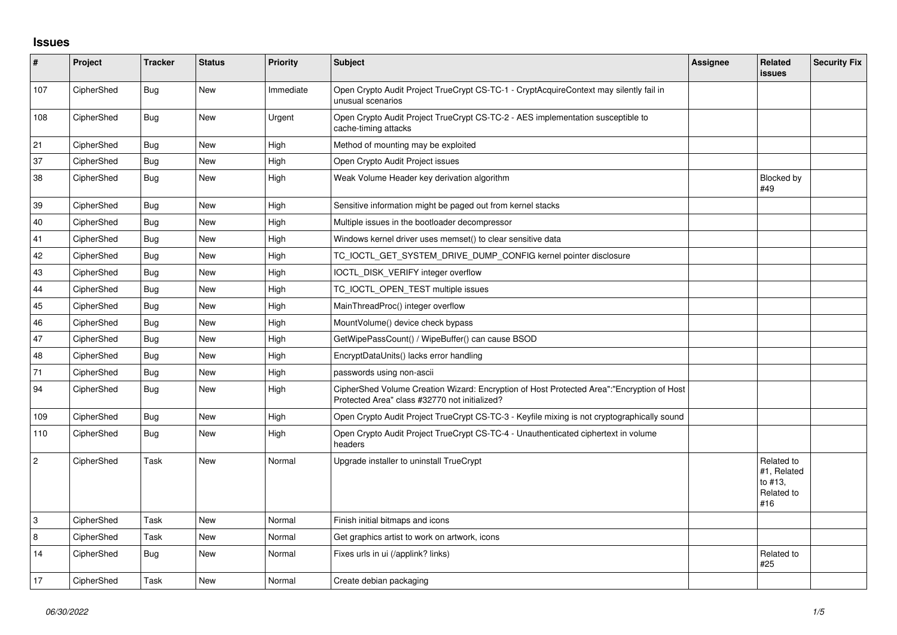## Issues

| # | Project | Tracker | Status | Priority | Subject | Assignee | Related issues | Security Fix |
|---|---|---|---|---|---|---|---|---|
| 107 | CipherShed | Bug | New | Immediate | Open Crypto Audit Project TrueCrypt CS-TC-1 - CryptAcquireContext may silently fail in unusual scenarios | | | |
| 108 | CipherShed | Bug | New | Urgent | Open Crypto Audit Project TrueCrypt CS-TC-2 - AES implementation susceptible to cache-timing attacks | | | |
| 21 | CipherShed | Bug | New | High | Method of mounting may be exploited | | | |
| 37 | CipherShed | Bug | New | High | Open Crypto Audit Project issues | | | |
| 38 | CipherShed | Bug | New | High | Weak Volume Header key derivation algorithm | | Blocked by #49 | |
| 39 | CipherShed | Bug | New | High | Sensitive information might be paged out from kernel stacks | | | |
| 40 | CipherShed | Bug | New | High | Multiple issues in the bootloader decompressor | | | |
| 41 | CipherShed | Bug | New | High | Windows kernel driver uses memset() to clear sensitive data | | | |
| 42 | CipherShed | Bug | New | High | TC_IOCTL_GET_SYSTEM_DRIVE_DUMP_CONFIG kernel pointer disclosure | | | |
| 43 | CipherShed | Bug | New | High | IOCTL_DISK_VERIFY integer overflow | | | |
| 44 | CipherShed | Bug | New | High | TC_IOCTL_OPEN_TEST multiple issues | | | |
| 45 | CipherShed | Bug | New | High | MainThreadProc() integer overflow | | | |
| 46 | CipherShed | Bug | New | High | MountVolume() device check bypass | | | |
| 47 | CipherShed | Bug | New | High | GetWipePassCount() / WipeBuffer() can cause BSOD | | | |
| 48 | CipherShed | Bug | New | High | EncryptDataUnits() lacks error handling | | | |
| 71 | CipherShed | Bug | New | High | passwords using non-ascii | | | |
| 94 | CipherShed | Bug | New | High | CipherShed Volume Creation Wizard: Encryption of Host Protected Area":"Encryption of Host Protected Area" class #32770 not initialized? | | | |
| 109 | CipherShed | Bug | New | High | Open Crypto Audit Project TrueCrypt CS-TC-3 - Keyfile mixing is not cryptographically sound | | | |
| 110 | CipherShed | Bug | New | High | Open Crypto Audit Project TrueCrypt CS-TC-4 - Unauthenticated ciphertext in volume headers | | | |
| 2 | CipherShed | Task | New | Normal | Upgrade installer to uninstall TrueCrypt | | Related to #1, Related to #13, Related to #16 | |
| 3 | CipherShed | Task | New | Normal | Finish initial bitmaps and icons | | | |
| 8 | CipherShed | Task | New | Normal | Get graphics artist to work on artwork, icons | | | |
| 14 | CipherShed | Bug | New | Normal | Fixes urls in ui (/applink? links) | | Related to #25 | |
| 17 | CipherShed | Task | New | Normal | Create debian packaging | | | |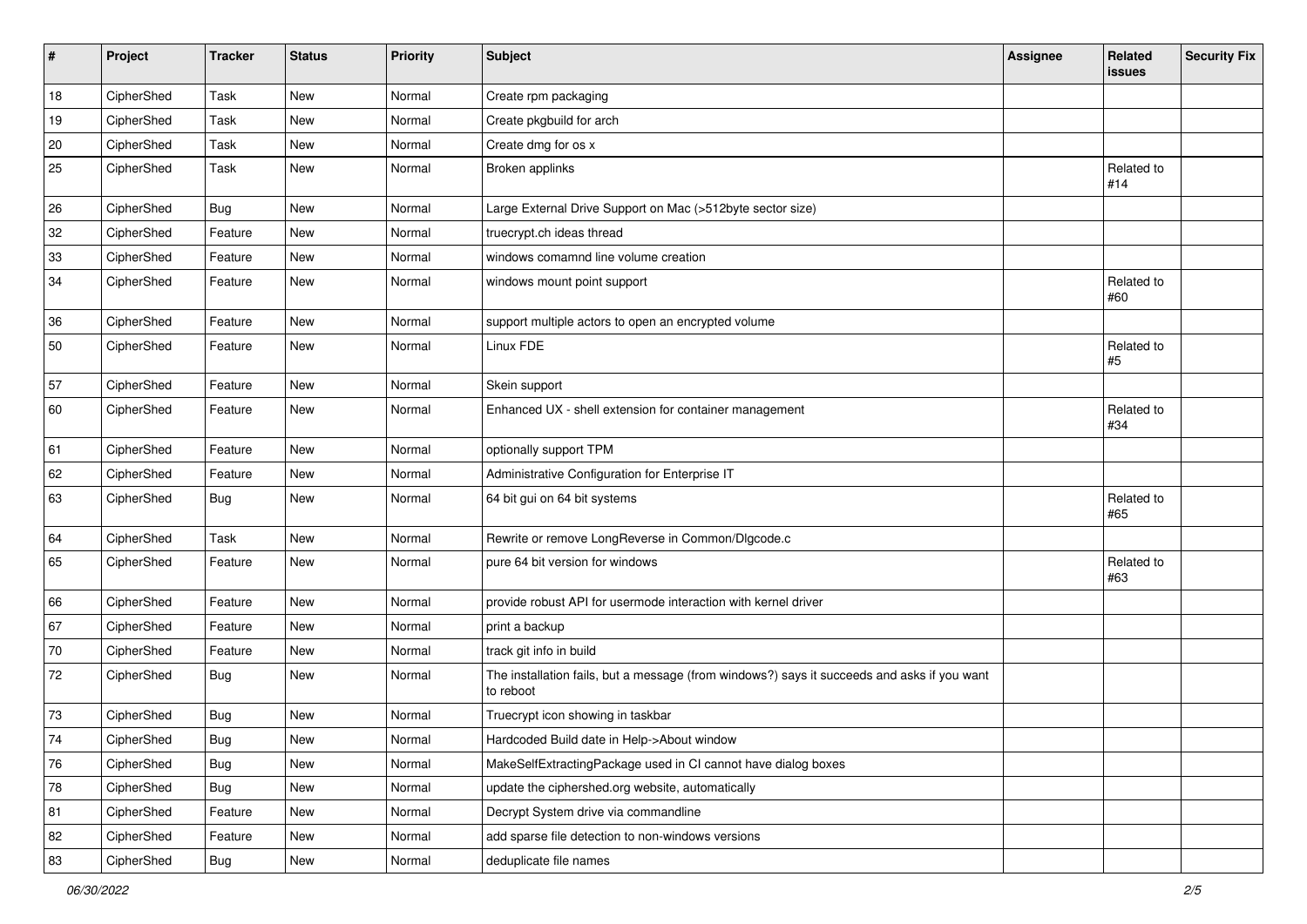| # | Project | Tracker | Status | Priority | Subject | Assignee | Related issues | Security Fix |
|---|---|---|---|---|---|---|---|---|
| 18 | CipherShed | Task | New | Normal | Create rpm packaging | | | |
| 19 | CipherShed | Task | New | Normal | Create pkgbuild for arch | | | |
| 20 | CipherShed | Task | New | Normal | Create dmg for os x | | | |
| 25 | CipherShed | Task | New | Normal | Broken applinks | | Related to #14 | |
| 26 | CipherShed | Bug | New | Normal | Large External Drive Support on Mac (>512byte sector size) | | | |
| 32 | CipherShed | Feature | New | Normal | truecrypt.ch ideas thread | | | |
| 33 | CipherShed | Feature | New | Normal | windows comamnd line volume creation | | | |
| 34 | CipherShed | Feature | New | Normal | windows mount point support | | Related to #60 | |
| 36 | CipherShed | Feature | New | Normal | support multiple actors to open an encrypted volume | | | |
| 50 | CipherShed | Feature | New | Normal | Linux FDE | | Related to #5 | |
| 57 | CipherShed | Feature | New | Normal | Skein support | | | |
| 60 | CipherShed | Feature | New | Normal | Enhanced UX - shell extension for container management | | Related to #34 | |
| 61 | CipherShed | Feature | New | Normal | optionally support TPM | | | |
| 62 | CipherShed | Feature | New | Normal | Administrative Configuration for Enterprise IT | | | |
| 63 | CipherShed | Bug | New | Normal | 64 bit gui on 64 bit systems | | Related to #65 | |
| 64 | CipherShed | Task | New | Normal | Rewrite or remove LongReverse in Common/Dlgcode.c | | | |
| 65 | CipherShed | Feature | New | Normal | pure 64 bit version for windows | | Related to #63 | |
| 66 | CipherShed | Feature | New | Normal | provide robust API for usermode interaction with kernel driver | | | |
| 67 | CipherShed | Feature | New | Normal | print a backup | | | |
| 70 | CipherShed | Feature | New | Normal | track git info in build | | | |
| 72 | CipherShed | Bug | New | Normal | The installation fails, but a message (from windows?) says it succeeds and asks if you want to reboot | | | |
| 73 | CipherShed | Bug | New | Normal | Truecrypt icon showing in taskbar | | | |
| 74 | CipherShed | Bug | New | Normal | Hardcoded Build date in Help->About window | | | |
| 76 | CipherShed | Bug | New | Normal | MakeSelfExtractingPackage used in CI cannot have dialog boxes | | | |
| 78 | CipherShed | Bug | New | Normal | update the ciphershed.org website, automatically | | | |
| 81 | CipherShed | Feature | New | Normal | Decrypt System drive via commandline | | | |
| 82 | CipherShed | Feature | New | Normal | add sparse file detection to non-windows versions | | | |
| 83 | CipherShed | Bug | New | Normal | deduplicate file names | | | |

*06/30/2022*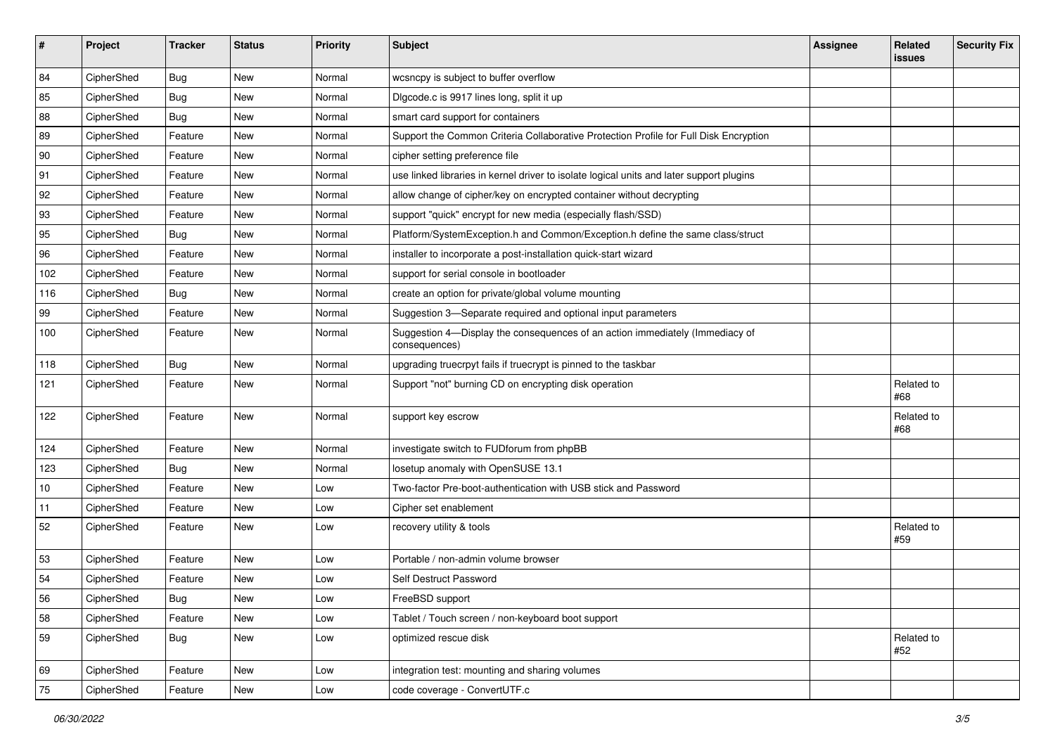| # | Project | Tracker | Status | Priority | Subject | Assignee | Related issues | Security Fix |
|---|---|---|---|---|---|---|---|---|
| 84 | CipherShed | Bug | New | Normal | wcsncpy is subject to buffer overflow | | | |
| 85 | CipherShed | Bug | New | Normal | Dlgcode.c is 9917 lines long, split it up | | | |
| 88 | CipherShed | Bug | New | Normal | smart card support for containers | | | |
| 89 | CipherShed | Feature | New | Normal | Support the Common Criteria Collaborative Protection Profile for Full Disk Encryption | | | |
| 90 | CipherShed | Feature | New | Normal | cipher setting preference file | | | |
| 91 | CipherShed | Feature | New | Normal | use linked libraries in kernel driver to isolate logical units and later support plugins | | | |
| 92 | CipherShed | Feature | New | Normal | allow change of cipher/key on encrypted container without decrypting | | | |
| 93 | CipherShed | Feature | New | Normal | support "quick" encrypt for new media (especially flash/SSD) | | | |
| 95 | CipherShed | Bug | New | Normal | Platform/SystemException.h and Common/Exception.h define the same class/struct | | | |
| 96 | CipherShed | Feature | New | Normal | installer to incorporate a post-installation quick-start wizard | | | |
| 102 | CipherShed | Feature | New | Normal | support for serial console in bootloader | | | |
| 116 | CipherShed | Bug | New | Normal | create an option for private/global volume mounting | | | |
| 99 | CipherShed | Feature | New | Normal | Suggestion 3—Separate required and optional input parameters | | | |
| 100 | CipherShed | Feature | New | Normal | Suggestion 4—Display the consequences of an action immediately (Immediacy of consequences) | | | |
| 118 | CipherShed | Bug | New | Normal | upgrading truecrpyt fails if truecrypt is pinned to the taskbar | | | |
| 121 | CipherShed | Feature | New | Normal | Support "not" burning CD on encrypting disk operation | | Related to #68 | |
| 122 | CipherShed | Feature | New | Normal | support key escrow | | Related to #68 | |
| 124 | CipherShed | Feature | New | Normal | investigate switch to FUDforum from phpBB | | | |
| 123 | CipherShed | Bug | New | Normal | losetup anomaly with OpenSUSE 13.1 | | | |
| 10 | CipherShed | Feature | New | Low | Two-factor Pre-boot-authentication with USB stick and Password | | | |
| 11 | CipherShed | Feature | New | Low | Cipher set enablement | | | |
| 52 | CipherShed | Feature | New | Low | recovery utility & tools | | Related to #59 | |
| 53 | CipherShed | Feature | New | Low | Portable / non-admin volume browser | | | |
| 54 | CipherShed | Feature | New | Low | Self Destruct Password | | | |
| 56 | CipherShed | Bug | New | Low | FreeBSD support | | | |
| 58 | CipherShed | Feature | New | Low | Tablet / Touch screen / non-keyboard boot support | | | |
| 59 | CipherShed | Bug | New | Low | optimized rescue disk | | Related to #52 | |
| 69 | CipherShed | Feature | New | Low | integration test: mounting and sharing volumes | | | |
| 75 | CipherShed | Feature | New | Low | code coverage - ConvertUTF.c | | | |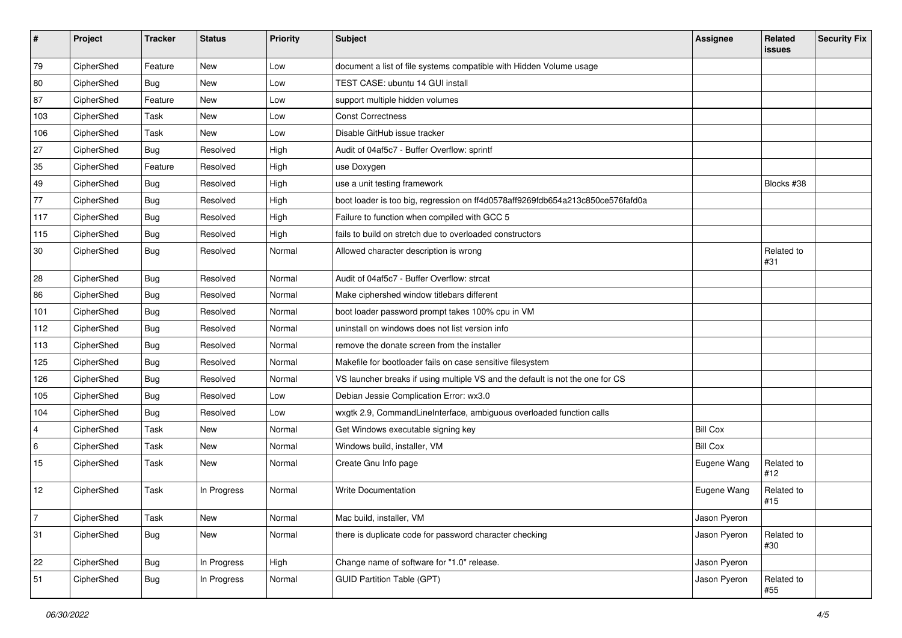| # | Project | Tracker | Status | Priority | Subject | Assignee | Related issues | Security Fix |
|---|---|---|---|---|---|---|---|---|
| 79 | CipherShed | Feature | New | Low | document a list of file systems compatible with Hidden Volume usage | | | |
| 80 | CipherShed | Bug | New | Low | TEST CASE: ubuntu 14 GUI install | | | |
| 87 | CipherShed | Feature | New | Low | support multiple hidden volumes | | | |
| 103 | CipherShed | Task | New | Low | Const Correctness | | | |
| 106 | CipherShed | Task | New | Low | Disable GitHub issue tracker | | | |
| 27 | CipherShed | Bug | Resolved | High | Audit of 04af5c7 - Buffer Overflow: sprintf | | | |
| 35 | CipherShed | Feature | Resolved | High | use Doxygen | | | |
| 49 | CipherShed | Bug | Resolved | High | use a unit testing framework | | Blocks #38 | |
| 77 | CipherShed | Bug | Resolved | High | boot loader is too big, regression on ff4d0578aff9269fdb654a213c850ce576fafd0a | | | |
| 117 | CipherShed | Bug | Resolved | High | Failure to function when compiled with GCC 5 | | | |
| 115 | CipherShed | Bug | Resolved | High | fails to build on stretch due to overloaded constructors | | | |
| 30 | CipherShed | Bug | Resolved | Normal | Allowed character description is wrong | | Related to #31 | |
| 28 | CipherShed | Bug | Resolved | Normal | Audit of 04af5c7 - Buffer Overflow: strcat | | | |
| 86 | CipherShed | Bug | Resolved | Normal | Make ciphershed window titlebars different | | | |
| 101 | CipherShed | Bug | Resolved | Normal | boot loader password prompt takes 100% cpu in VM | | | |
| 112 | CipherShed | Bug | Resolved | Normal | uninstall on windows does not list version info | | | |
| 113 | CipherShed | Bug | Resolved | Normal | remove the donate screen from the installer | | | |
| 125 | CipherShed | Bug | Resolved | Normal | Makefile for bootloader fails on case sensitive filesystem | | | |
| 126 | CipherShed | Bug | Resolved | Normal | VS launcher breaks if using multiple VS and the default is not the one for CS | | | |
| 105 | CipherShed | Bug | Resolved | Low | Debian Jessie Complication Error: wx3.0 | | | |
| 104 | CipherShed | Bug | Resolved | Low | wxgtk 2.9, CommandLineInterface, ambiguous overloaded function calls | | | |
| 4 | CipherShed | Task | New | Normal | Get Windows executable signing key | Bill Cox | | |
| 6 | CipherShed | Task | New | Normal | Windows build, installer, VM | Bill Cox | | |
| 15 | CipherShed | Task | New | Normal | Create Gnu Info page | Eugene Wang | Related to #12 | |
| 12 | CipherShed | Task | In Progress | Normal | Write Documentation | Eugene Wang | Related to #15 | |
| 7 | CipherShed | Task | New | Normal | Mac build, installer, VM | Jason Pyeron | | |
| 31 | CipherShed | Bug | New | Normal | there is duplicate code for password character checking | Jason Pyeron | Related to #30 | |
| 22 | CipherShed | Bug | In Progress | High | Change name of software for "1.0" release. | Jason Pyeron | | |
| 51 | CipherShed | Bug | In Progress | Normal | GUID Partition Table (GPT) | Jason Pyeron | Related to #55 | |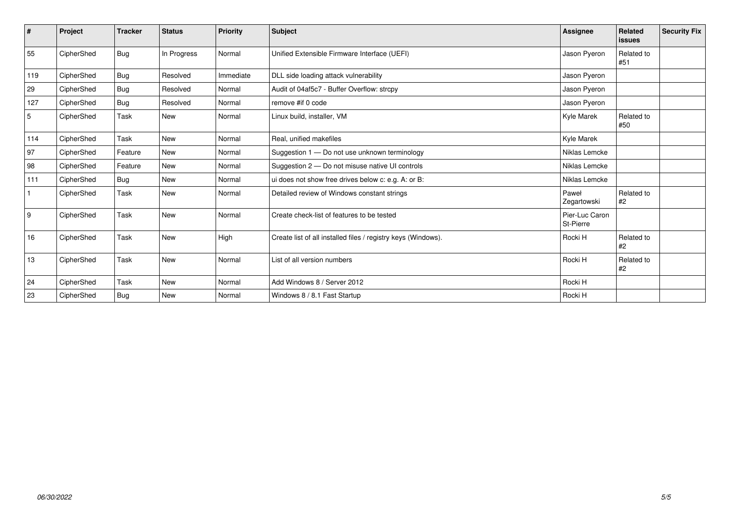| # | Project | Tracker | Status | Priority | Subject | Assignee | Related issues | Security Fix |
|---|---|---|---|---|---|---|---|---|
| 55 | CipherShed | Bug | In Progress | Normal | Unified Extensible Firmware Interface (UEFI) | Jason Pyeron | Related to #51 | |
| 119 | CipherShed | Bug | Resolved | Immediate | DLL side loading attack vulnerability | Jason Pyeron | | |
| 29 | CipherShed | Bug | Resolved | Normal | Audit of 04af5c7 - Buffer Overflow: strcpy | Jason Pyeron | | |
| 127 | CipherShed | Bug | Resolved | Normal | remove #if 0 code | Jason Pyeron | | |
| 5 | CipherShed | Task | New | Normal | Linux build, installer, VM | Kyle Marek | Related to #50 | |
| 114 | CipherShed | Task | New | Normal | Real, unified makefiles | Kyle Marek | | |
| 97 | CipherShed | Feature | New | Normal | Suggestion 1 — Do not use unknown terminology | Niklas Lemcke | | |
| 98 | CipherShed | Feature | New | Normal | Suggestion 2 — Do not misuse native UI controls | Niklas Lemcke | | |
| 111 | CipherShed | Bug | New | Normal | ui does not show free drives below c: e.g. A: or B: | Niklas Lemcke | | |
| 1 | CipherShed | Task | New | Normal | Detailed review of Windows constant strings | Paweł Zegartowski | Related to #2 | |
| 9 | CipherShed | Task | New | Normal | Create check-list of features to be tested | Pier-Luc Caron St-Pierre | | |
| 16 | CipherShed | Task | New | High | Create list of all installed files / registry keys (Windows). | Rocki H | Related to #2 | |
| 13 | CipherShed | Task | New | Normal | List of all version numbers | Rocki H | Related to #2 | |
| 24 | CipherShed | Task | New | Normal | Add Windows 8 / Server 2012 | Rocki H | | |
| 23 | CipherShed | Bug | New | Normal | Windows 8 / 8.1 Fast Startup | Rocki H | | |

*06/30/2022*